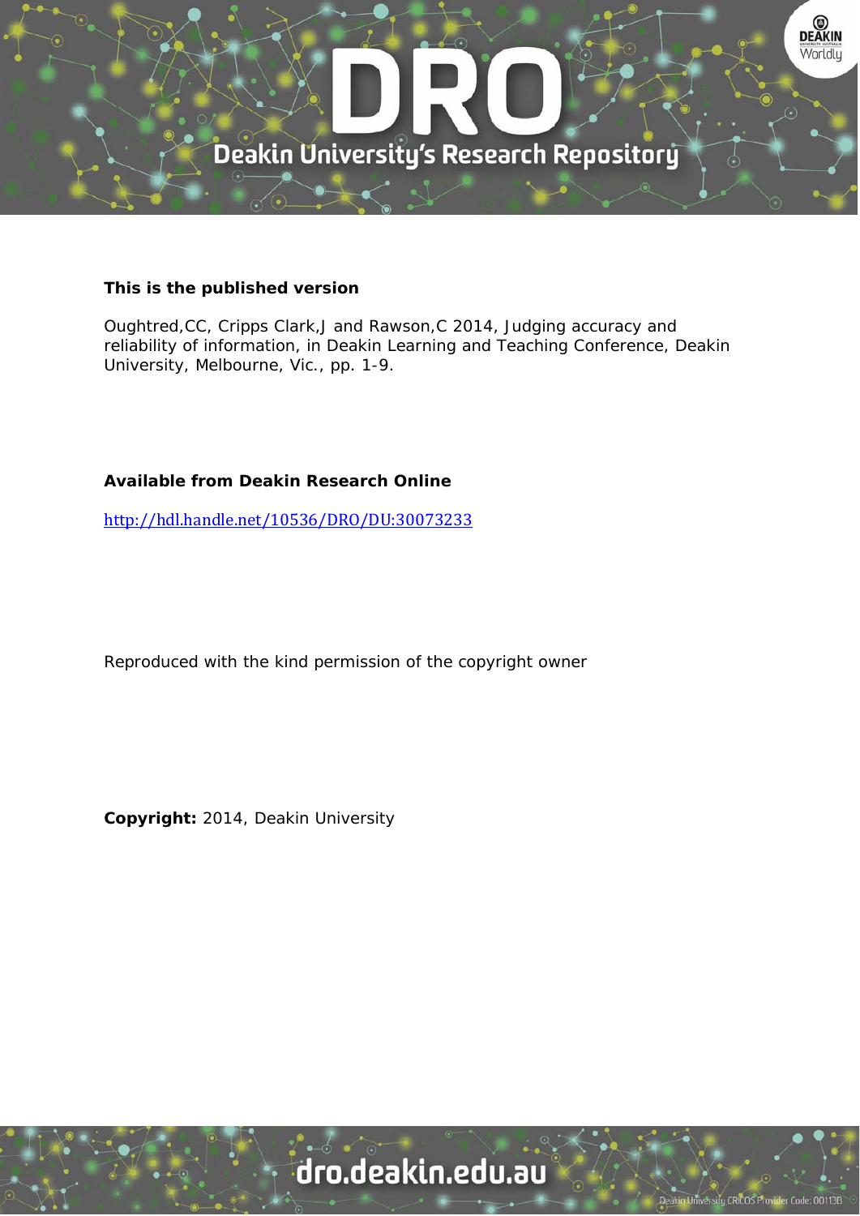**This is the published version**

Oughtred,CC, Cripps Clark,J and Rawson,C 2014, Judging accuracy and reliability of information, in Deakin Learning and Teaching Conference, Deakin University, Melbourne, Vic., pp. 1-9.

**Available from Deakin Research Online**

http://hdl.handle.net/10536/DRO/DU:30073233

Reproduced with the kind permission of the copyright owner

**Copyright:** 2014, Deakin University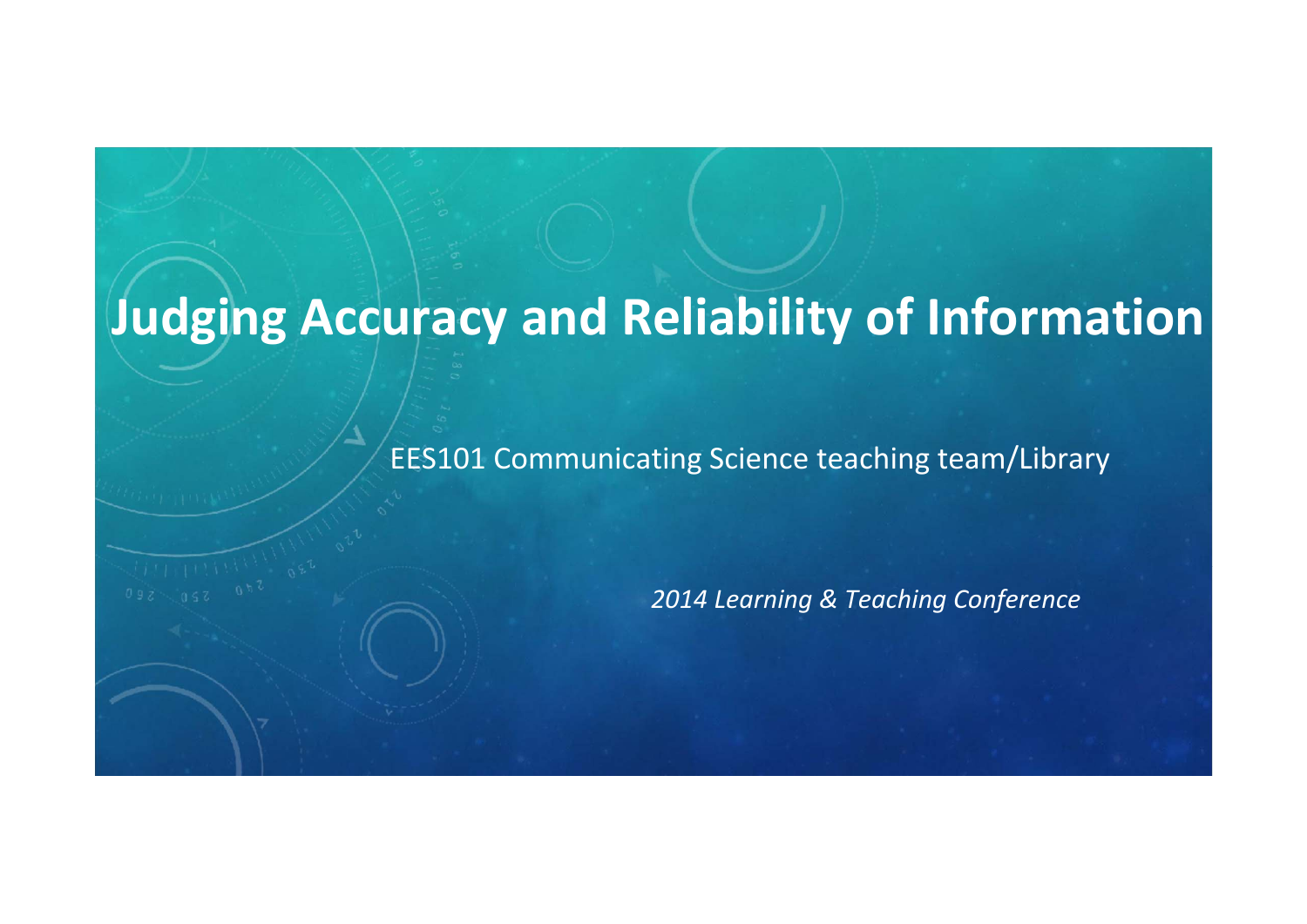# Judging Accuracy and Reliability of Information

EES101 Communicating Science teaching team/Library

*2014 Learning & Teaching Conference*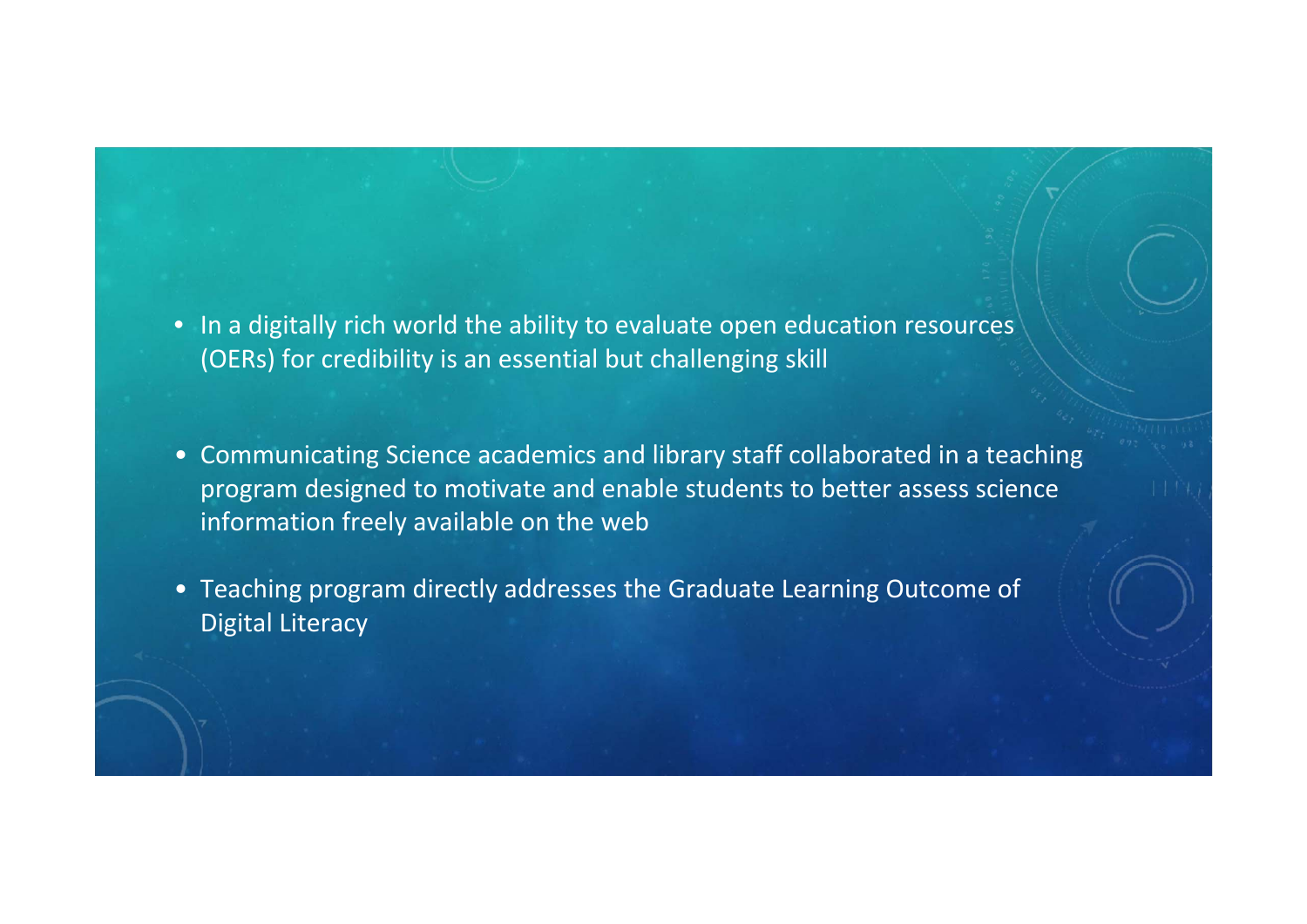- In a digitally rich world the ability to evaluate open education resources (OERs) for credibility is an essential but challenging skill
- Communicating Science academics and library staff collaborated in a teaching program designed to motivate and enable students to better assess science information freely available on the web
- Teaching program directly addresses the Graduate Learning Outcome of Digital Literacy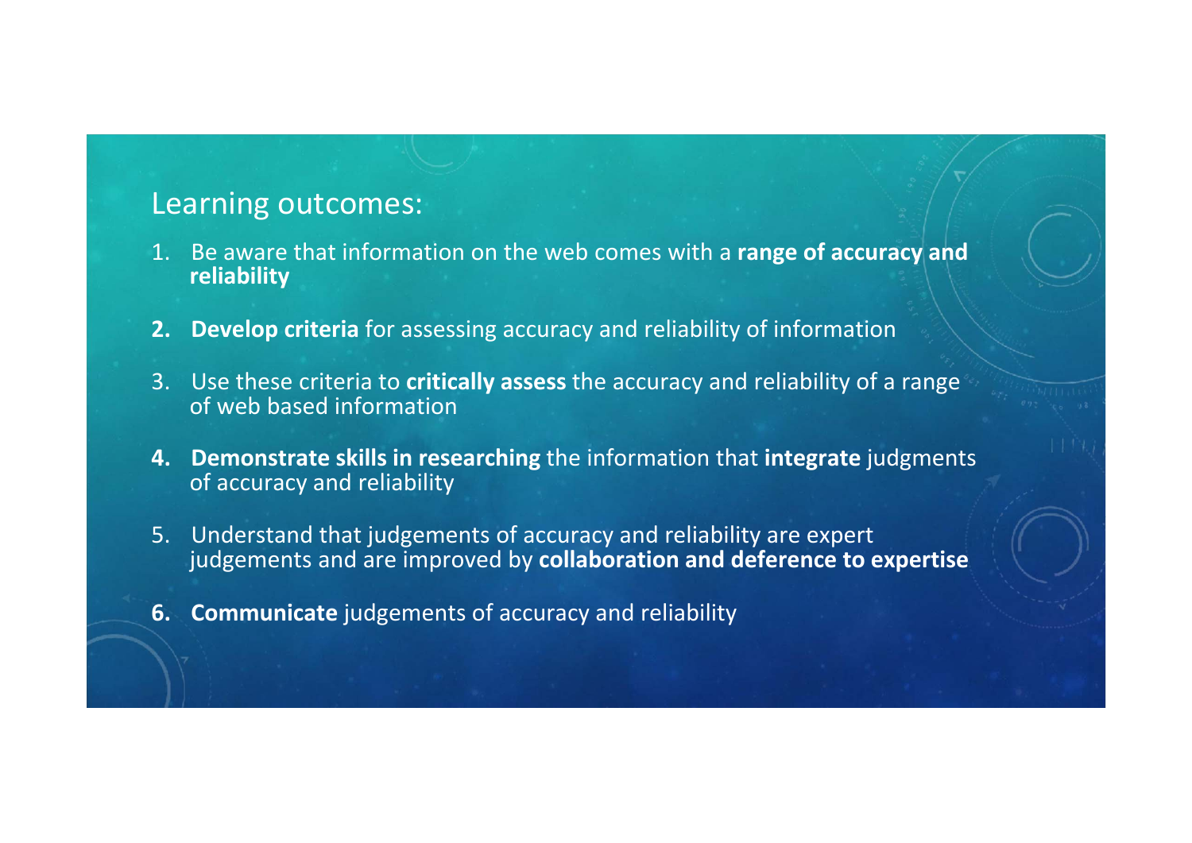## Learning outcomes:

1. Be aware that information on the web comes with a **range of accuracy and reliability**
2. **Develop criteria** for assessing accuracy and reliability of information
3. Use these criteria to **critically assess** the accuracy and reliability of a range of web based information
4. **Demonstrate skills in researching** the information that **integrate** judgments of accuracy and reliability
5. Understand that judgements of accuracy and reliability are expert judgements and are improved by **collaboration and deference to expertise**
6. **Communicate** judgements of accuracy and reliability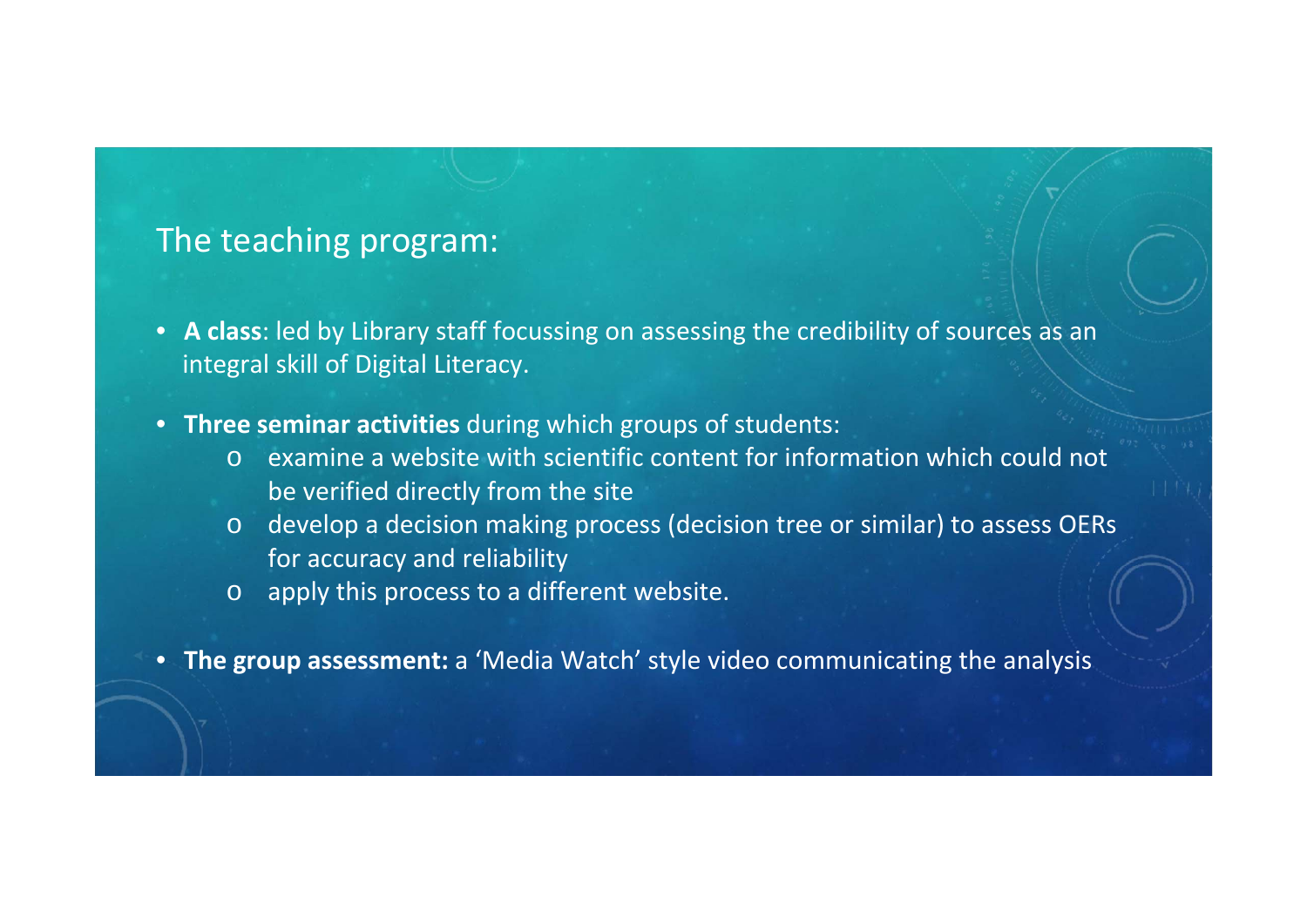## The teaching program:

- **A class**: led by Library staff focussing on assessing the credibility of sources as an integral skill of Digital Literacy.
- **Three seminar activities** during which groups of students:
  - examine a website with scientific content for information which could not be verified directly from the site
  - develop a decision making process (decision tree or similar) to assess OERs for accuracy and reliability
  - apply this process to a different website.
- **The group assessment:** a ‘Media Watch’ style video communicating the analysis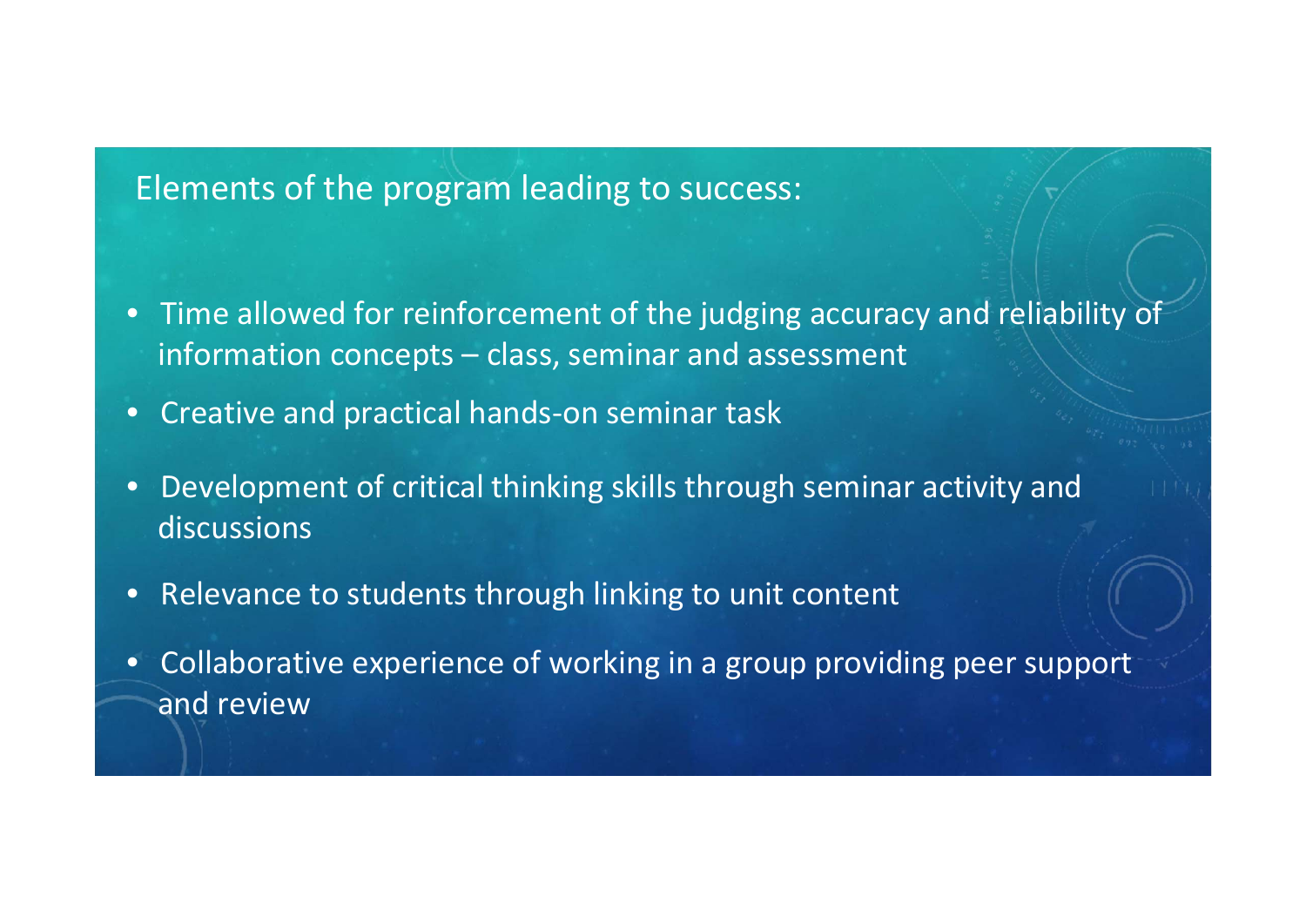## Elements of the program leading to success:

- Time allowed for reinforcement of the judging accuracy and reliability of information concepts – class, seminar and assessment
- Creative and practical hands-on seminar task
- Development of critical thinking skills through seminar activity and discussions
- Relevance to students through linking to unit content
- Collaborative experience of working in a group providing peer support and review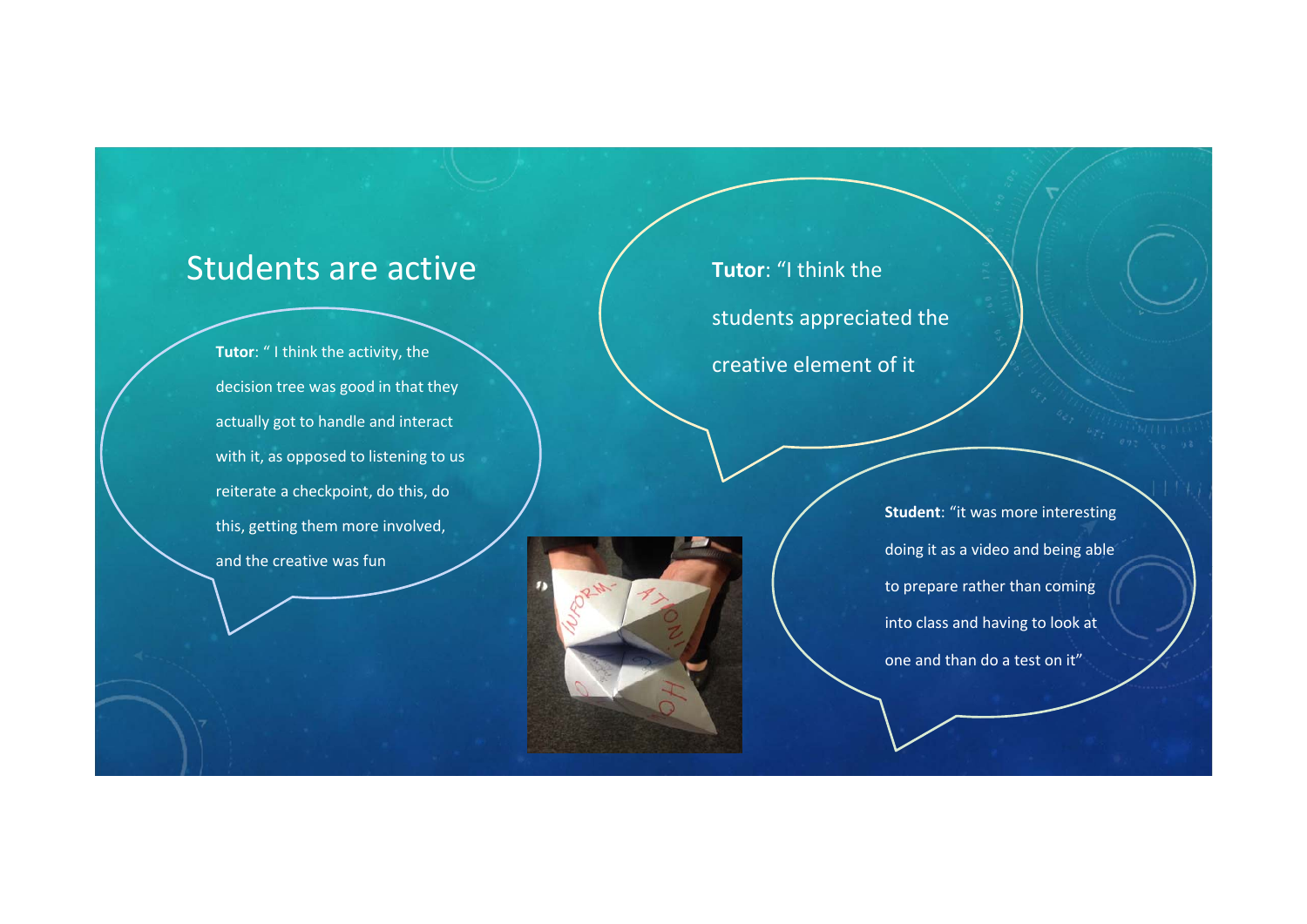## Students are active

**Tutor**: " I think the activity, the decision tree was good in that they actually got to handle and interact with it, as opposed to listening to us reiterate a checkpoint, do this, do this, getting them more involved, and the creative was fun

**Tutor**: "I think the students appreciated the creative element of it

**Student**: "it was more interesting doing it as a video and being able to prepare rather than coming into class and having to look at one and than do a test on it"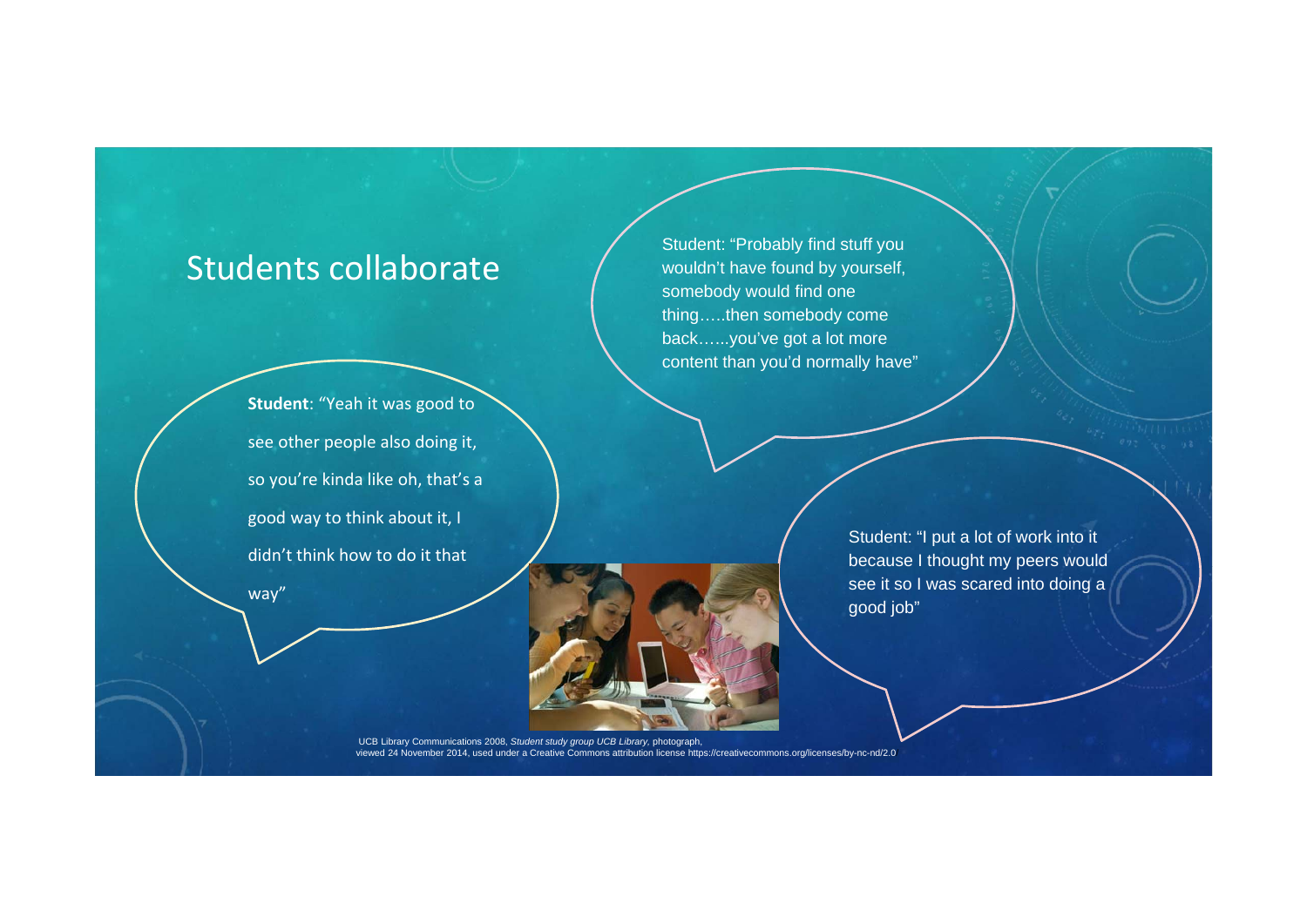# Students collaborate

**Student**: "Yeah it was good to see other people also doing it, so you're kinda like oh, that's a good way to think about it, I didn't think how to do it that way"

Student: "Probably find stuff you wouldn't have found by yourself, somebody would find one thing…..then somebody come back…...you've got a lot more content than you'd normally have"

Student: "I put a lot of work into it because I thought my peers would see it so I was scared into doing a good job"

UCB Library Communications 2008, *Student study group UCB Library,* photograph, viewed 24 November 2014, used under a Creative Commons attribution license https://creativecommons.org/licenses/by-nc-nd/2.0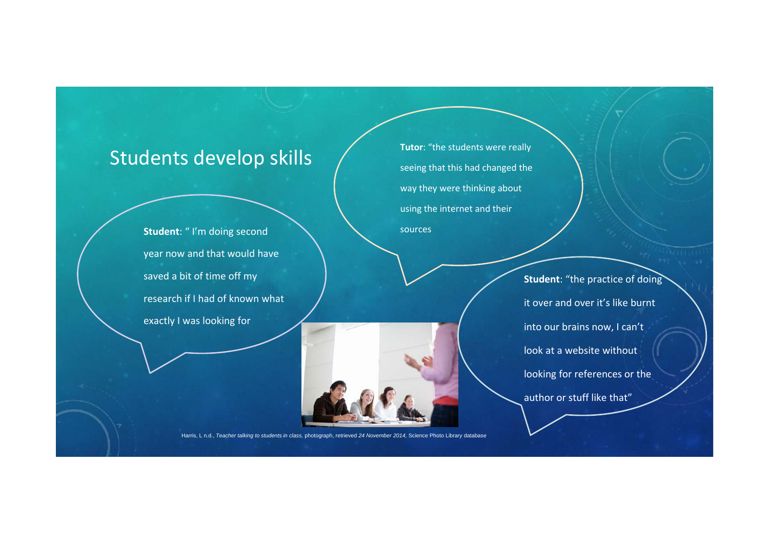# Students develop skills

**Student**: " I'm doing second year now and that would have saved a bit of time off my research if I had of known what exactly I was looking for

**Tutor**: "the students were really seeing that this had changed the way they were thinking about using the internet and their sources

**Student**: "the practice of doing it over and over it's like burnt into our brains now, I can't look at a website without looking for references or the author or stuff like that"

Harris, L n.d., *Teacher talking to students in class*, photograph, retrieved *24 November 2014*, Science Photo Library database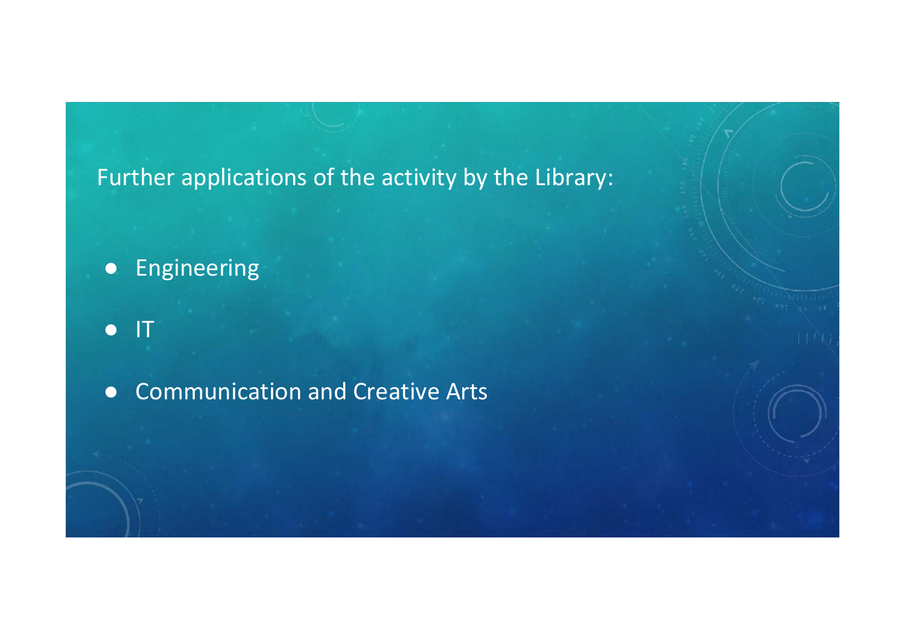Further applications of the activity by the Library:

- Engineering
- IT
- Communication and Creative Arts